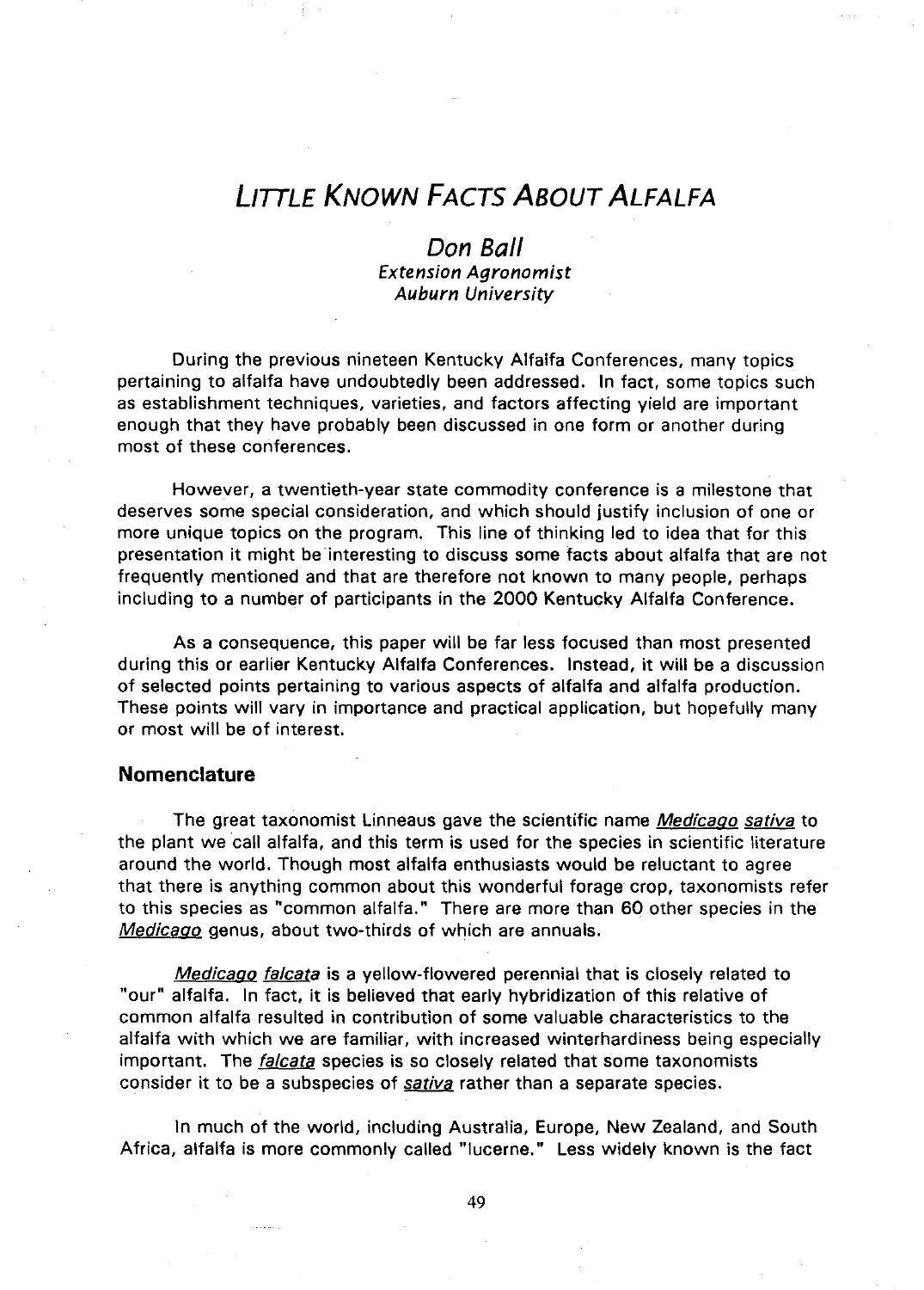# *LITTLE KNOWN FACTS ABOUT ALFALFA*

## *Don Ball*

***Extension Agronomist***
***Auburn University***

During the previous nineteen Kentucky Alfalfa Conferences, many topics pertaining to alfalfa have undoubtedly been addressed. In fact, some topics such as establishment techniques, varieties, and factors affecting yield are important enough that they have probably been discussed in one form or another during most of these conferences.

However, a twentieth-year state commodity conference is a milestone that deserves some special consideration, and which should justify inclusion of one or more unique topics on the program. This line of thinking led to idea that for this presentation it might be interesting to discuss some facts about alfalfa that are not frequently mentioned and that are therefore not known to many people, perhaps including to a number of participants in the 2000 Kentucky Alfalfa Conference.

As a consequence, this paper will be far less focused than most presented during this or earlier Kentucky Alfalfa Conferences. Instead, it will be a discussion of selected points pertaining to various aspects of alfalfa and alfalfa production. These points will vary in importance and practical application, but hopefully many or most will be of interest.

### Nomenclature

The great taxonomist Linneaus gave the scientific name *Medicago sativa* to the plant we call alfalfa, and this term is used for the species in scientific literature around the world. Though most alfalfa enthusiasts would be reluctant to agree that there is anything common about this wonderful forage crop, taxonomists refer to this species as "common alfalfa." There are more than 60 other species in the *Medicago* genus, about two-thirds of which are annuals.

*Medicago falcata* is a yellow-flowered perennial that is closely related to "our" alfalfa. In fact, it is believed that early hybridization of this relative of common alfalfa resulted in contribution of some valuable characteristics to the alfalfa with which we are familiar, with increased winterhardiness being especially important. The *falcata* species is so closely related that some taxonomists consider it to be a subspecies of *sativa* rather than a separate species.

In much of the world, including Australia, Europe, New Zealand, and South Africa, alfalfa is more commonly called "lucerne." Less widely known is the fact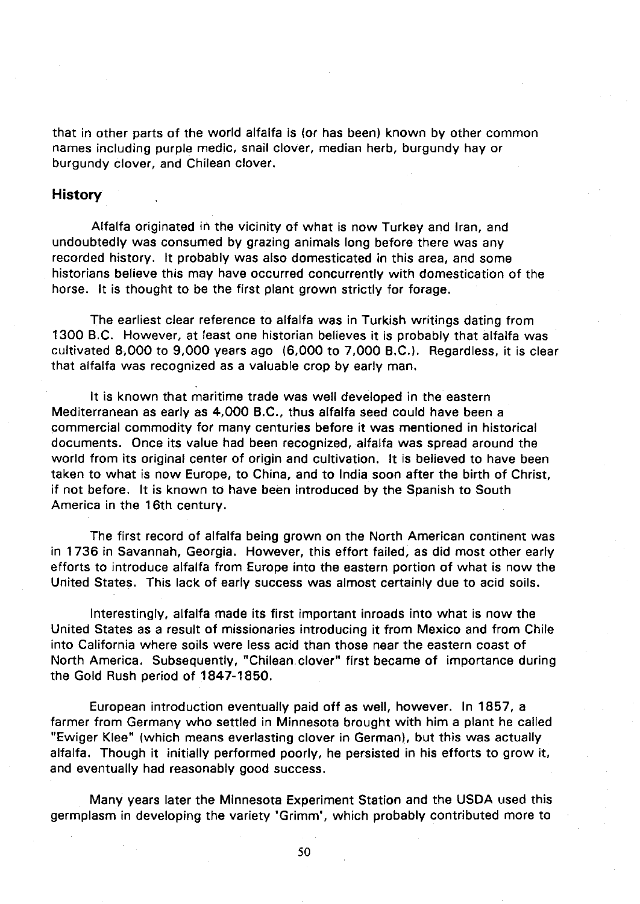that in other parts of the world alfalfa is (or has been) known by other common names including purple medic, snail clover, median herb, burgundy hay or burgundy clover, and Chilean clover.

## History

Alfalfa originated in the vicinity of what is now Turkey and Iran, and undoubtedly was consumed by grazing animals long before there was any recorded history. It probably was also domesticated in this area, and some historians believe this may have occurred concurrently with domestication of the horse. It is thought to be the first plant grown strictly for forage.

The earliest clear reference to alfalfa was in Turkish writings dating from 1300 B.C. However, at least one historian believes it is probably that alfalfa was cultivated 8,000 to 9,000 years ago (6,000 to 7,000 B.C.). Regardless, it is clear that alfalfa was recognized as a valuable crop by early man.

It is known that maritime trade was well developed in the eastern Mediterranean as early as 4,000 B.C., thus alfalfa seed could have been a commercial commodity for many centuries before it was mentioned in historical documents. Once its value had been recognized, alfalfa was spread around the world from its original center of origin and cultivation. It is believed to have been taken to what is now Europe, to China, and to India soon after the birth of Christ, if not before. It is known to have been introduced by the Spanish to South America in the 16th century.

The first record of alfalfa being grown on the North American continent was in 1736 in Savannah, Georgia. However, this effort failed, as did most other early efforts to introduce alfalfa from Europe into the eastern portion of what is now the United States. This lack of early success was almost certainly due to acid soils.

Interestingly, alfalfa made its first important inroads into what is now the United States as a result of missionaries introducing it from Mexico and from Chile into California where soils were less acid than those near the eastern coast of North America. Subsequently, "Chilean clover" first became of importance during the Gold Rush period of 1847-1850.

European introduction eventually paid off as well, however. In 1857, a farmer from Germany who settled in Minnesota brought with him a plant he called "Ewiger Klee" (which means everlasting clover in German), but this was actually alfalfa. Though it initially performed poorly, he persisted in his efforts to grow it, and eventually had reasonably good success.

Many years later the Minnesota Experiment Station and the USDA used this germplasm in developing the variety 'Grimm', which probably contributed more to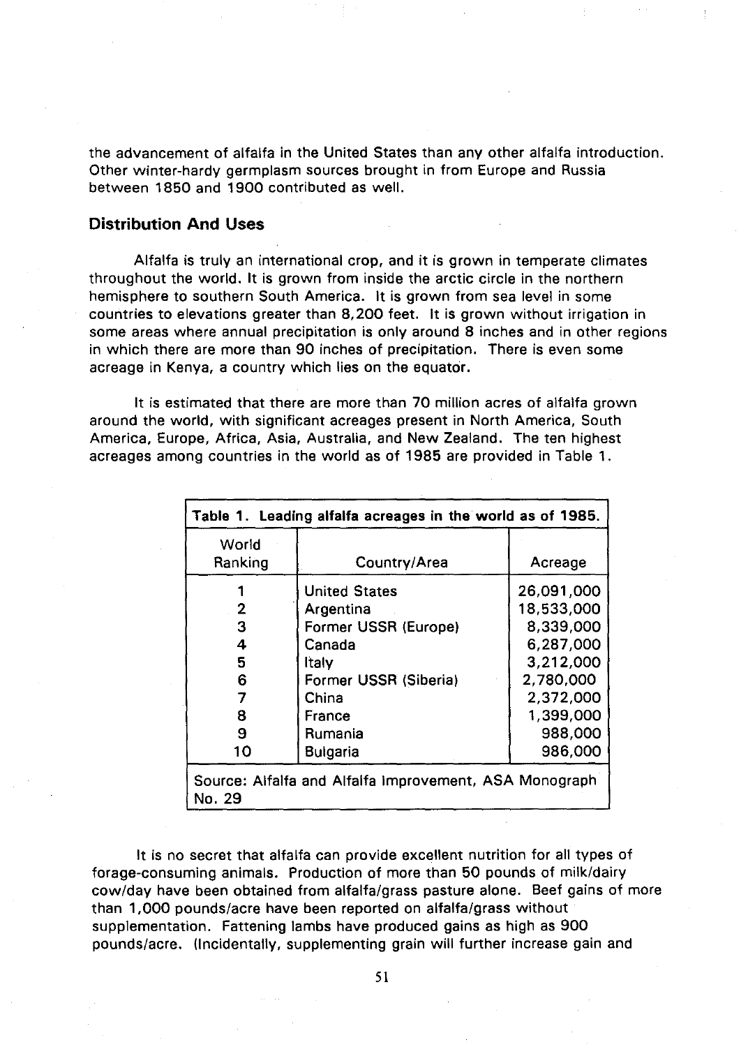the advancement of alfalfa in the United States than any other alfalfa introduction. Other winter-hardy germplasm sources brought in from Europe and Russia between 1850 and 1900 contributed as well.

## Distribution And Uses

Alfalfa is truly an international crop, and it is grown in temperate climates throughout the world. It is grown from inside the arctic circle in the northern hemisphere to southern South America. It is grown from sea level in some countries to elevations greater than 8,200 feet. It is grown without irrigation in some areas where annual precipitation is only around 8 inches and in other regions in which there are more than 90 inches of precipitation. There is even some acreage in Kenya, a country which lies on the equator.

It is estimated that there are more than 70 million acres of alfalfa grown around the world, with significant acreages present in North America, South America, Europe, Africa, Asia, Australia, and New Zealand. The ten highest acreages among countries in the world as of 1985 are provided in Table 1.

**Table 1. Leading alfalfa acreages in the world as of 1985.**

| World Ranking | Country/Area | Acreage |
|---|---|---|
| 1 | United States | 26,091,000 |
| 2 | Argentina | 18,533,000 |
| 3 | Former USSR (Europe) | 8,339,000 |
| 4 | Canada | 6,287,000 |
| 5 | Italy | 3,212,000 |
| 6 | Former USSR (Siberia) | 2,780,000 |
| 7 | China | 2,372,000 |
| 8 | France | 1,399,000 |
| 9 | Rumania | 988,000 |
| 10 | Bulgaria | 986,000 |

Source: Alfalfa and Alfalfa Improvement, ASA Monograph No. 29

It is no secret that alfalfa can provide excellent nutrition for all types of forage-consuming animals. Production of more than 50 pounds of milk/dairy cow/day have been obtained from alfalfa/grass pasture alone. Beef gains of more than 1,000 pounds/acre have been reported on alfalfa/grass without supplementation. Fattening lambs have produced gains as high as 900 pounds/acre. (Incidentally, supplementing grain will further increase gain and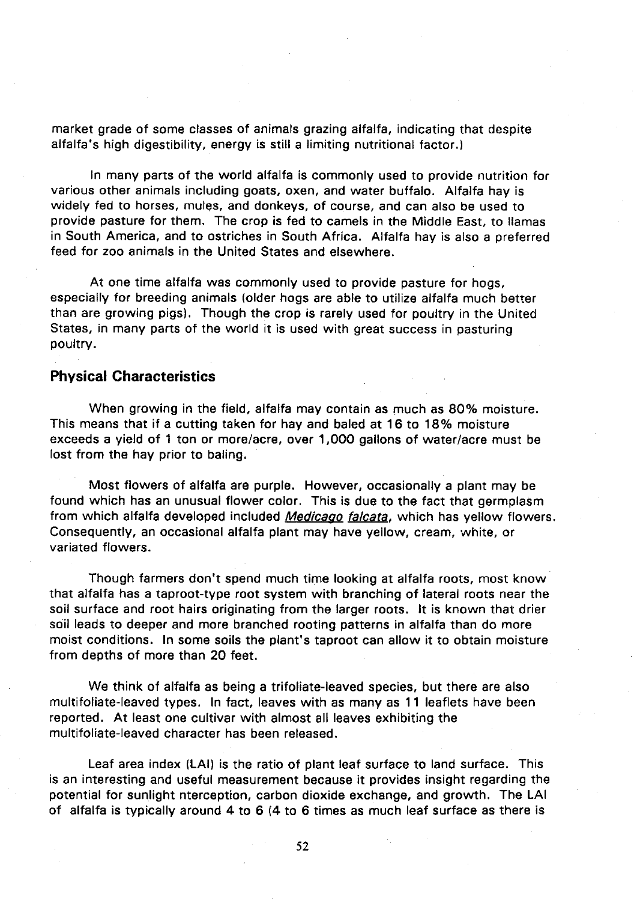market grade of some classes of animals grazing alfalfa, indicating that despite alfalfa's high digestibility, energy is still a limiting nutritional factor.)

In many parts of the world alfalfa is commonly used to provide nutrition for various other animals including goats, oxen, and water buffalo. Alfalfa hay is widely fed to horses, mules, and donkeys, of course, and can also be used to provide pasture for them. The crop is fed to camels in the Middle East, to llamas in South America, and to ostriches in South Africa. Alfalfa hay is also a preferred feed for zoo animals in the United States and elsewhere.

At one time alfalfa was commonly used to provide pasture for hogs, especially for breeding animals (older hogs are able to utilize alfalfa much better than are growing pigs). Though the crop is rarely used for poultry in the United States, in many parts of the world it is used with great success in pasturing poultry.

## Physical Characteristics

When growing in the field, alfalfa may contain as much as 80% moisture. This means that if a cutting taken for hay and baled at 16 to 18% moisture exceeds a yield of 1 ton or more/acre, over 1,000 gallons of water/acre must be lost from the hay prior to baling.

Most flowers of alfalfa are purple. However, occasionally a plant may be found which has an unusual flower color. This is due to the fact that germplasm from which alfalfa developed included *Medicago falcata*, which has yellow flowers. Consequently, an occasional alfalfa plant may have yellow, cream, white, or variated flowers.

Though farmers don't spend much time looking at alfalfa roots, most know that alfalfa has a taproot-type root system with branching of lateral roots near the soil surface and root hairs originating from the larger roots. It is known that drier soil leads to deeper and more branched rooting patterns in alfalfa than do more moist conditions. In some soils the plant's taproot can allow it to obtain moisture from depths of more than 20 feet.

We think of alfalfa as being a trifoliate-leaved species, but there are also multifoliate-leaved types. In fact, leaves with as many as 11 leaflets have been reported. At least one cultivar with almost all leaves exhibiting the multifoliate-leaved character has been released.

Leaf area index (LAI) is the ratio of plant leaf surface to land surface. This is an interesting and useful measurement because it provides insight regarding the potential for sunlight nterception, carbon dioxide exchange, and growth. The LAI of alfalfa is typically around 4 to 6 (4 to 6 times as much leaf surface as there is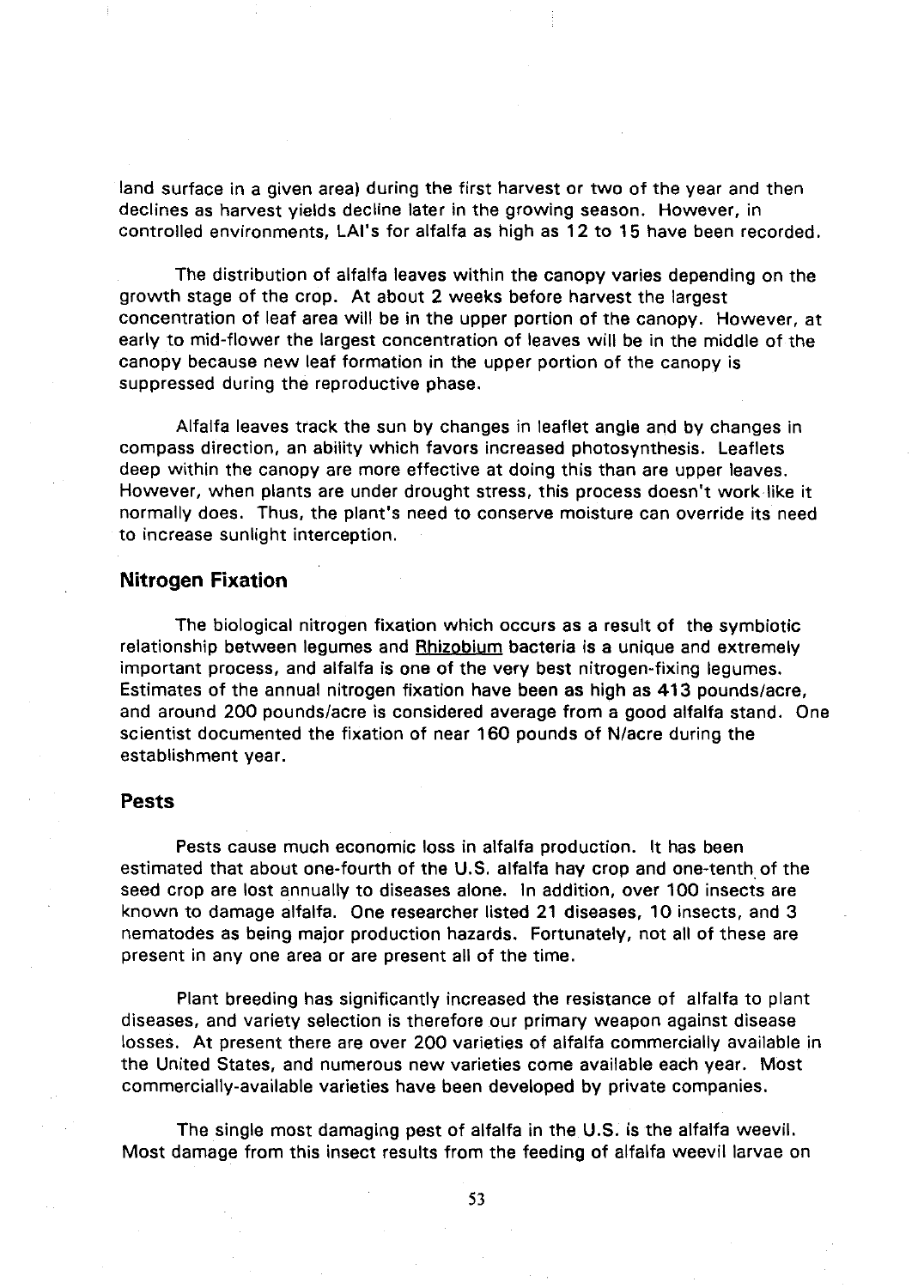land surface in a given area) during the first harvest or two of the year and then declines as harvest yields decline later in the growing season. However, in controlled environments, LAI's for alfalfa as high as 12 to 15 have been recorded.

The distribution of alfalfa leaves within the canopy varies depending on the growth stage of the crop. At about 2 weeks before harvest the largest concentration of leaf area will be in the upper portion of the canopy. However, at early to mid-flower the largest concentration of leaves will be in the middle of the canopy because new leaf formation in the upper portion of the canopy is suppressed during the reproductive phase.

Alfalfa leaves track the sun by changes in leaflet angle and by changes in compass direction, an ability which favors increased photosynthesis. Leaflets deep within the canopy are more effective at doing this than are upper leaves. However, when plants are under drought stress, this process doesn't work like it normally does. Thus, the plant's need to conserve moisture can override its need to increase sunlight interception.

## Nitrogen Fixation

The biological nitrogen fixation which occurs as a result of the symbiotic relationship between legumes and Rhizobium bacteria is a unique and extremely important process, and alfalfa is one of the very best nitrogen-fixing legumes. Estimates of the annual nitrogen fixation have been as high as 413 pounds/acre, and around 200 pounds/acre is considered average from a good alfalfa stand. One scientist documented the fixation of near 160 pounds of N/acre during the establishment year.

## Pests

Pests cause much economic loss in alfalfa production. It has been estimated that about one-fourth of the U.S. alfalfa hay crop and one-tenth of the seed crop are lost annually to diseases alone. In addition, over 100 insects are known to damage alfalfa. One researcher listed 21 diseases, 10 insects, and 3 nematodes as being major production hazards. Fortunately, not all of these are present in any one area or are present all of the time.

Plant breeding has significantly increased the resistance of alfalfa to plant diseases, and variety selection is therefore our primary weapon against disease losses. At present there are over 200 varieties of alfalfa commercially available in the United States, and numerous new varieties come available each year. Most commercially-available varieties have been developed by private companies.

The single most damaging pest of alfalfa in the U.S. is the alfalfa weevil. Most damage from this insect results from the feeding of alfalfa weevil larvae on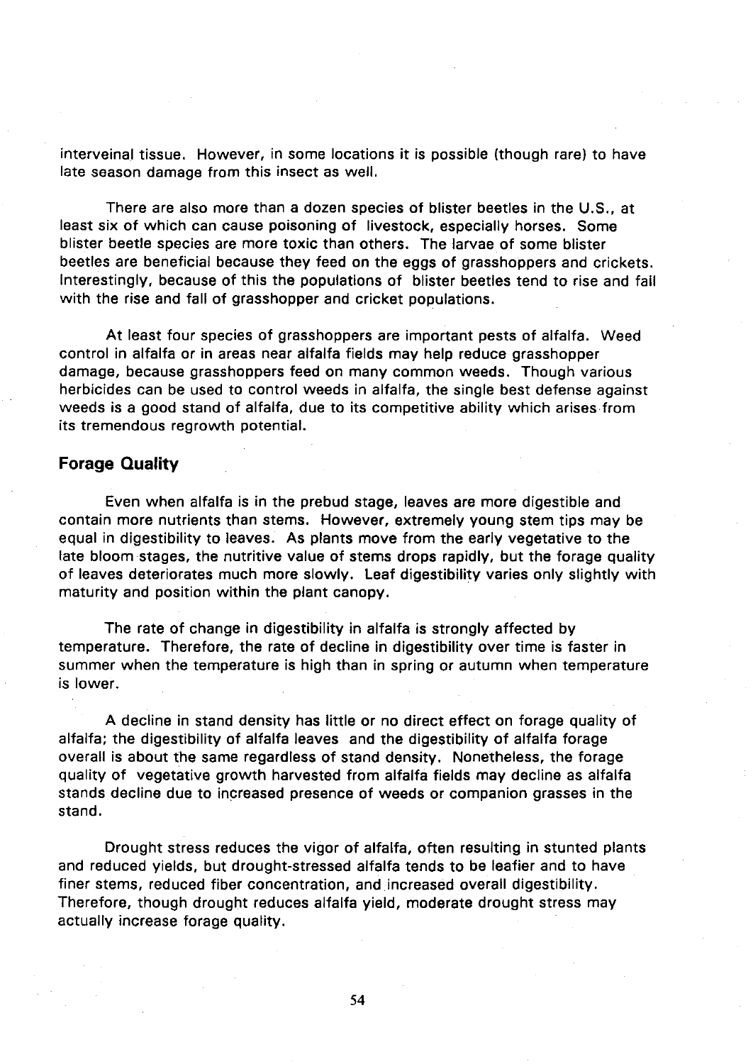interveinal tissue. However, in some locations it is possible (though rare) to have late season damage from this insect as well.

There are also more than a dozen species of blister beetles in the U.S., at least six of which can cause poisoning of livestock, especially horses. Some blister beetle species are more toxic than others. The larvae of some blister beetles are beneficial because they feed on the eggs of grasshoppers and crickets. Interestingly, because of this the populations of blister beetles tend to rise and fall with the rise and fall of grasshopper and cricket populations.

At least four species of grasshoppers are important pests of alfalfa. Weed control in alfalfa or in areas near alfalfa fields may help reduce grasshopper damage, because grasshoppers feed on many common weeds. Though various herbicides can be used to control weeds in alfalfa, the single best defense against weeds is a good stand of alfalfa, due to its competitive ability which arises from its tremendous regrowth potential.

## Forage Quality

Even when alfalfa is in the prebud stage, leaves are more digestible and contain more nutrients than stems. However, extremely young stem tips may be equal in digestibility to leaves. As plants move from the early vegetative to the late bloom stages, the nutritive value of stems drops rapidly, but the forage quality of leaves deteriorates much more slowly. Leaf digestibility varies only slightly with maturity and position within the plant canopy.

The rate of change in digestibility in alfalfa is strongly affected by temperature. Therefore, the rate of decline in digestibility over time is faster in summer when the temperature is high than in spring or autumn when temperature is lower.

A decline in stand density has little or no direct effect on forage quality of alfalfa; the digestibility of alfalfa leaves and the digestibility of alfalfa forage overall is about the same regardless of stand density. Nonetheless, the forage quality of vegetative growth harvested from alfalfa fields may decline as alfalfa stands decline due to increased presence of weeds or companion grasses in the stand.

Drought stress reduces the vigor of alfalfa, often resulting in stunted plants and reduced yields, but drought-stressed alfalfa tends to be leafier and to have finer stems, reduced fiber concentration, and increased overall digestibility. Therefore, though drought reduces alfalfa yield, moderate drought stress may actually increase forage quality.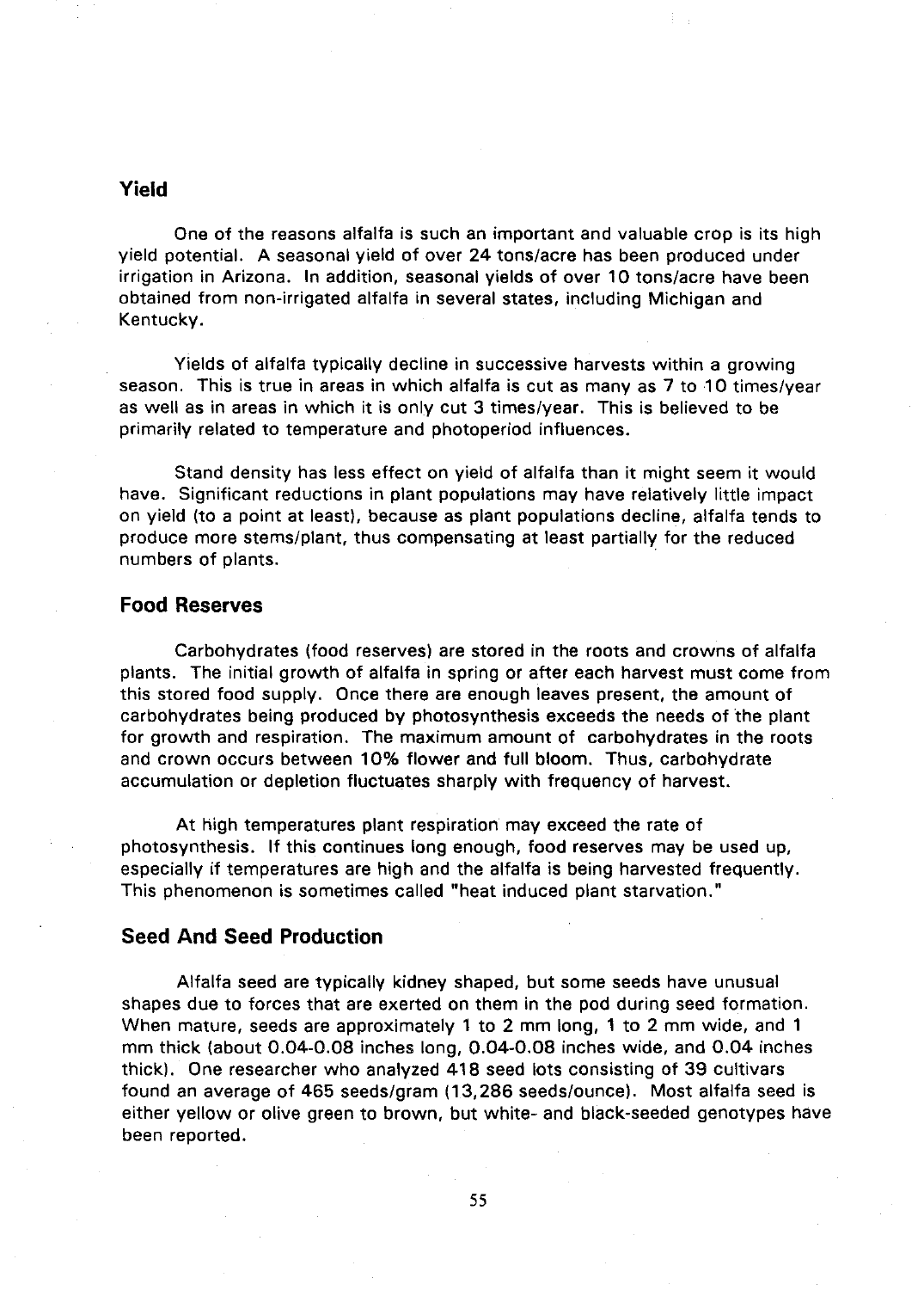## Yield

One of the reasons alfalfa is such an important and valuable crop is its high yield potential. A seasonal yield of over 24 tons/acre has been produced under irrigation in Arizona. In addition, seasonal yields of over 10 tons/acre have been obtained from non-irrigated alfalfa in several states, including Michigan and Kentucky.

Yields of alfalfa typically decline in successive harvests within a growing season. This is true in areas in which alfalfa is cut as many as 7 to 10 times/year as well as in areas in which it is only cut 3 times/year. This is believed to be primarily related to temperature and photoperiod influences.

Stand density has less effect on yield of alfalfa than it might seem it would have. Significant reductions in plant populations may have relatively little impact on yield (to a point at least), because as plant populations decline, alfalfa tends to produce more stems/plant, thus compensating at least partially for the reduced numbers of plants.

## Food Reserves

Carbohydrates (food reserves) are stored in the roots and crowns of alfalfa plants. The initial growth of alfalfa in spring or after each harvest must come from this stored food supply. Once there are enough leaves present, the amount of carbohydrates being produced by photosynthesis exceeds the needs of the plant for growth and respiration. The maximum amount of carbohydrates in the roots and crown occurs between 10% flower and full bloom. Thus, carbohydrate accumulation or depletion fluctuates sharply with frequency of harvest.

At high temperatures plant respiration may exceed the rate of photosynthesis. If this continues long enough, food reserves may be used up, especially if temperatures are high and the alfalfa is being harvested frequently. This phenomenon is sometimes called "heat induced plant starvation."

## Seed And Seed Production

Alfalfa seed are typically kidney shaped, but some seeds have unusual shapes due to forces that are exerted on them in the pod during seed formation. When mature, seeds are approximately 1 to 2 mm long, 1 to 2 mm wide, and 1 mm thick (about 0.04-0.08 inches long, 0.04-0.08 inches wide, and 0.04 inches thick). One researcher who analyzed 418 seed lots consisting of 39 cultivars found an average of 465 seeds/gram (13,286 seeds/ounce). Most alfalfa seed is either yellow or olive green to brown, but white- and black-seeded genotypes have been reported.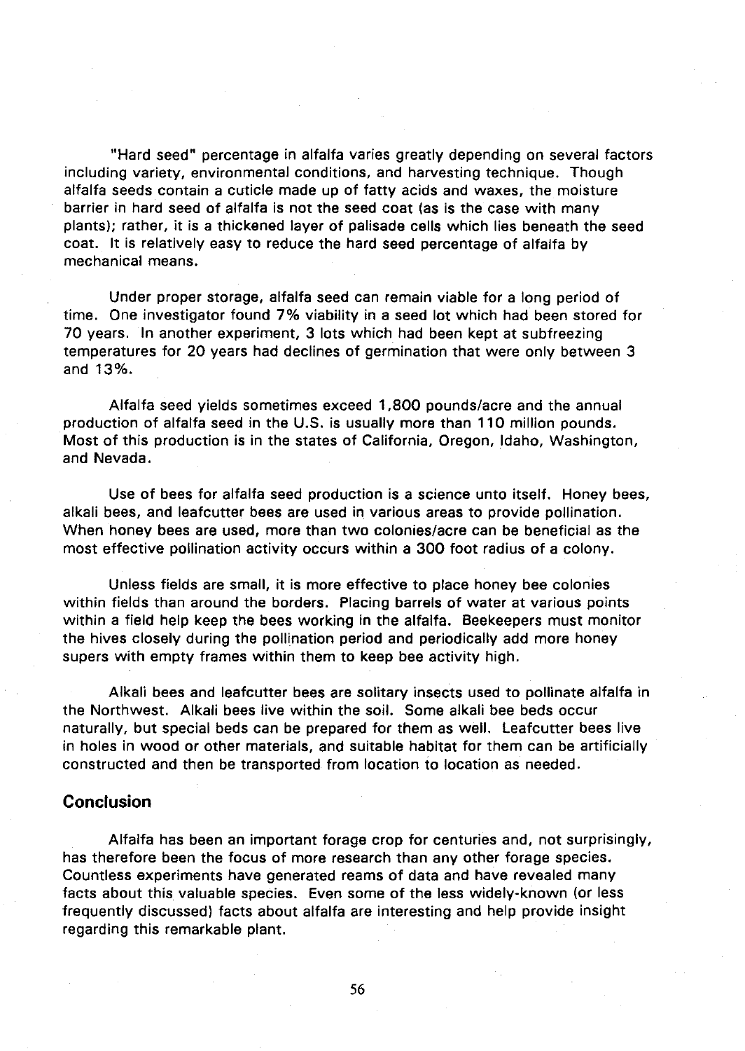"Hard seed" percentage in alfalfa varies greatly depending on several factors including variety, environmental conditions, and harvesting technique. Though alfalfa seeds contain a cuticle made up of fatty acids and waxes, the moisture barrier in hard seed of alfalfa is not the seed coat (as is the case with many plants); rather, it is a thickened layer of palisade cells which lies beneath the seed coat. It is relatively easy to reduce the hard seed percentage of alfalfa by mechanical means.

Under proper storage, alfalfa seed can remain viable for a long period of time. One investigator found 7% viability in a seed lot which had been stored for 70 years. In another experiment, 3 lots which had been kept at subfreezing temperatures for 20 years had declines of germination that were only between 3 and 13%.

Alfalfa seed yields sometimes exceed 1,800 pounds/acre and the annual production of alfalfa seed in the U.S. is usually more than 110 million pounds. Most of this production is in the states of California, Oregon, Idaho, Washington, and Nevada.

Use of bees for alfalfa seed production is a science unto itself. Honey bees, alkali bees, and leafcutter bees are used in various areas to provide pollination. When honey bees are used, more than two colonies/acre can be beneficial as the most effective pollination activity occurs within a 300 foot radius of a colony.

Unless fields are small, it is more effective to place honey bee colonies within fields than around the borders. Placing barrels of water at various points within a field help keep the bees working in the alfalfa. Beekeepers must monitor the hives closely during the pollination period and periodically add more honey supers with empty frames within them to keep bee activity high.

Alkali bees and leafcutter bees are solitary insects used to pollinate alfalfa in the Northwest. Alkali bees live within the soil. Some alkali bee beds occur naturally, but special beds can be prepared for them as well. Leafcutter bees live in holes in wood or other materials, and suitable habitat for them can be artificially constructed and then be transported from location to location as needed.

## Conclusion

Alfalfa has been an important forage crop for centuries and, not surprisingly, has therefore been the focus of more research than any other forage species. Countless experiments have generated reams of data and have revealed many facts about this valuable species. Even some of the less widely-known (or less frequently discussed) facts about alfalfa are interesting and help provide insight regarding this remarkable plant.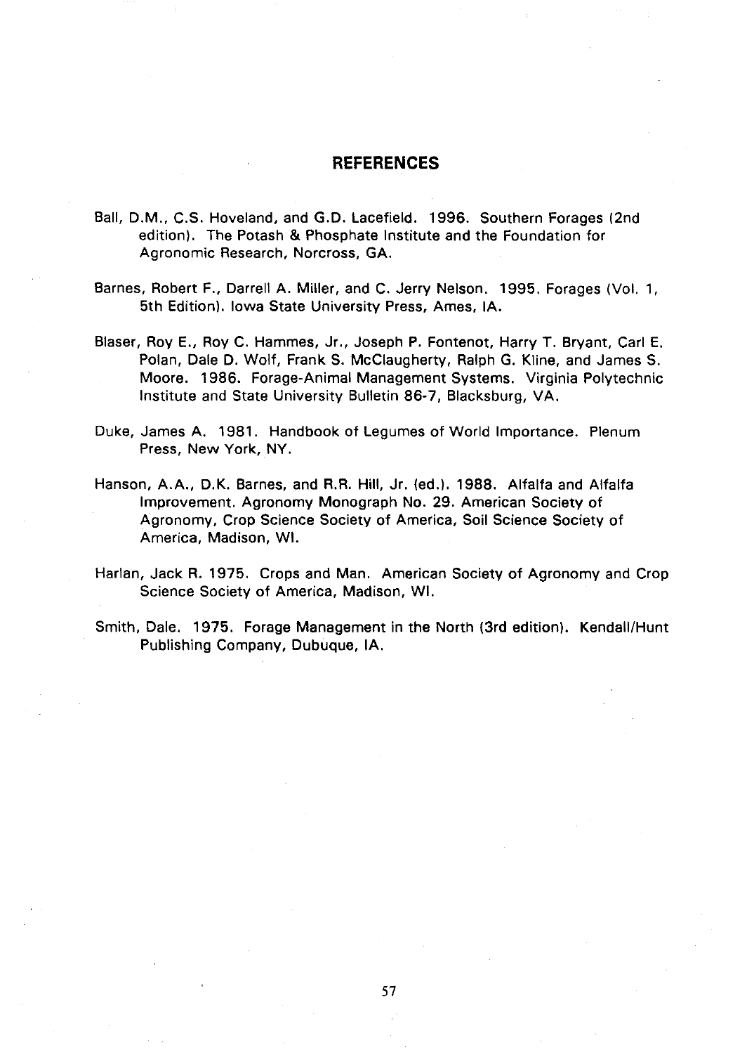## REFERENCES

Ball, D.M., C.S. Hoveland, and G.D. Lacefield. 1996. Southern Forages (2nd edition). The Potash & Phosphate Institute and the Foundation for Agronomic Research, Norcross, GA.

Barnes, Robert F., Darrell A. Miller, and C. Jerry Nelson. 1995. Forages (Vol. 1, 5th Edition). Iowa State University Press, Ames, IA.

Blaser, Roy E., Roy C. Hammes, Jr., Joseph P. Fontenot, Harry T. Bryant, Carl E. Polan, Dale D. Wolf, Frank S. McClaugherty, Ralph G. Kline, and James S. Moore. 1986. Forage-Animal Management Systems. Virginia Polytechnic Institute and State University Bulletin 86-7, Blacksburg, VA.

Duke, James A. 1981. Handbook of Legumes of World Importance. Plenum Press, New York, NY.

Hanson, A.A., D.K. Barnes, and R.R. Hill, Jr. (ed.). 1988. Alfalfa and Alfalfa Improvement. Agronomy Monograph No. 29. American Society of Agronomy, Crop Science Society of America, Soil Science Society of America, Madison, WI.

Harlan, Jack R. 1975. Crops and Man. American Society of Agronomy and Crop Science Society of America, Madison, WI.

Smith, Dale. 1975. Forage Management in the North (3rd edition). Kendall/Hunt Publishing Company, Dubuque, IA.